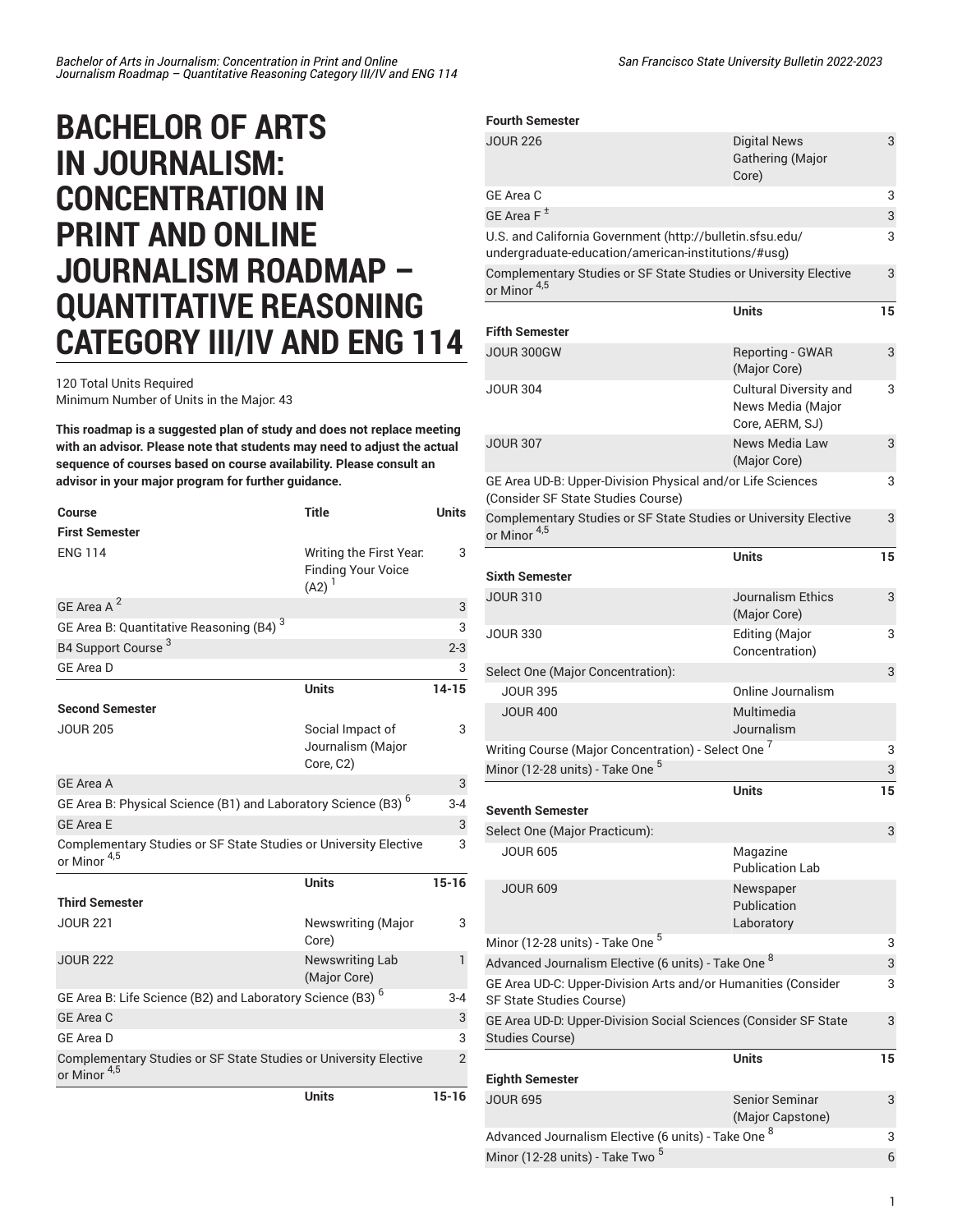# BACHELOR OF ARTS IN JOURNALISM: CONCENTRATION IN PRINT AND ONLINE JOURNALISM ROADMAP – QUANTITATIVE REASONING CATEGORY III/IV AND ENG 114

120 Total Units Required
Minimum Number of Units in the Major: 43

**This roadmap is a suggested plan of study and does not replace meeting with an advisor. Please note that students may need to adjust the actual sequence of courses based on course availability. Please consult an advisor in your major program for further guidance.**

| Course | Title | Units |
|---|---|---|
| **First Semester** | | |
| ENG 114 | Writing the First Year: Finding Your Voice (A2) [1] | 3 |
| GE Area A [2] | | 3 |
| GE Area B: Quantitative Reasoning (B4) [3] | | 3 |
| B4 Support Course [3] | | 2-3 |
| GE Area D | | 3 |
| | **Units** | **14-15** |
| **Second Semester** | | |
| JOUR 205 | Social Impact of Journalism (Major Core, C2) | 3 |
| GE Area A | | 3 |
| GE Area B: Physical Science (B1) and Laboratory Science (B3) [6] | | 3-4 |
| GE Area E | | 3 |
| Complementary Studies or SF State Studies or University Elective or Minor [4,5] | | 3 |
| | **Units** | **15-16** |
| **Third Semester** | | |
| JOUR 221 | Newswriting (Major Core) | 3 |
| JOUR 222 | Newswriting Lab (Major Core) | 1 |
| GE Area B: Life Science (B2) and Laboratory Science (B3) [6] | | 3-4 |
| GE Area C | | 3 |
| GE Area D | | 3 |
| Complementary Studies or SF State Studies or University Elective or Minor [4,5] | | 2 |
| | **Units** | **15-16** |
| **Fourth Semester** | | |
| JOUR 226 | Digital News Gathering (Major Core) | 3 |
| GE Area C | | 3 |
| GE Area F [±] | | 3 |
| U.S. and California Government (http://bulletin.sfsu.edu/undergraduate-education/american-institutions/#usg) | | 3 |
| Complementary Studies or SF State Studies or University Elective or Minor [4,5] | | 3 |
| | **Units** | **15** |
| **Fifth Semester** | | |
| JOUR 300GW | Reporting - GWAR (Major Core) | 3 |
| JOUR 304 | Cultural Diversity and News Media (Major Core, AERM, SJ) | 3 |
| JOUR 307 | News Media Law (Major Core) | 3 |
| GE Area UD-B: Upper-Division Physical and/or Life Sciences (Consider SF State Studies Course) | | 3 |
| Complementary Studies or SF State Studies or University Elective or Minor [4,5] | | 3 |
| | **Units** | **15** |
| **Sixth Semester** | | |
| JOUR 310 | Journalism Ethics (Major Core) | 3 |
| JOUR 330 | Editing (Major Concentration) | 3 |
| Select One (Major Concentration): | | 3 |
| JOUR 395 | Online Journalism | |
| JOUR 400 | Multimedia Journalism | |
| Writing Course (Major Concentration) - Select One [7] | | 3 |
| Minor (12-28 units) - Take One [5] | | 3 |
| | **Units** | **15** |
| **Seventh Semester** | | |
| Select One (Major Practicum): | | 3 |
| JOUR 605 | Magazine Publication Lab | |
| JOUR 609 | Newspaper Publication Laboratory | |
| Minor (12-28 units) - Take One [5] | | 3 |
| Advanced Journalism Elective (6 units) - Take One [8] | | 3 |
| GE Area UD-C: Upper-Division Arts and/or Humanities (Consider SF State Studies Course) | | 3 |
| GE Area UD-D: Upper-Division Social Sciences (Consider SF State Studies Course) | | 3 |
| | **Units** | **15** |
| **Eighth Semester** | | |
| JOUR 695 | Senior Seminar (Major Capstone) | 3 |
| Advanced Journalism Elective (6 units) - Take One [8] | | 3 |
| Minor (12-28 units) - Take Two [5] | | 6 |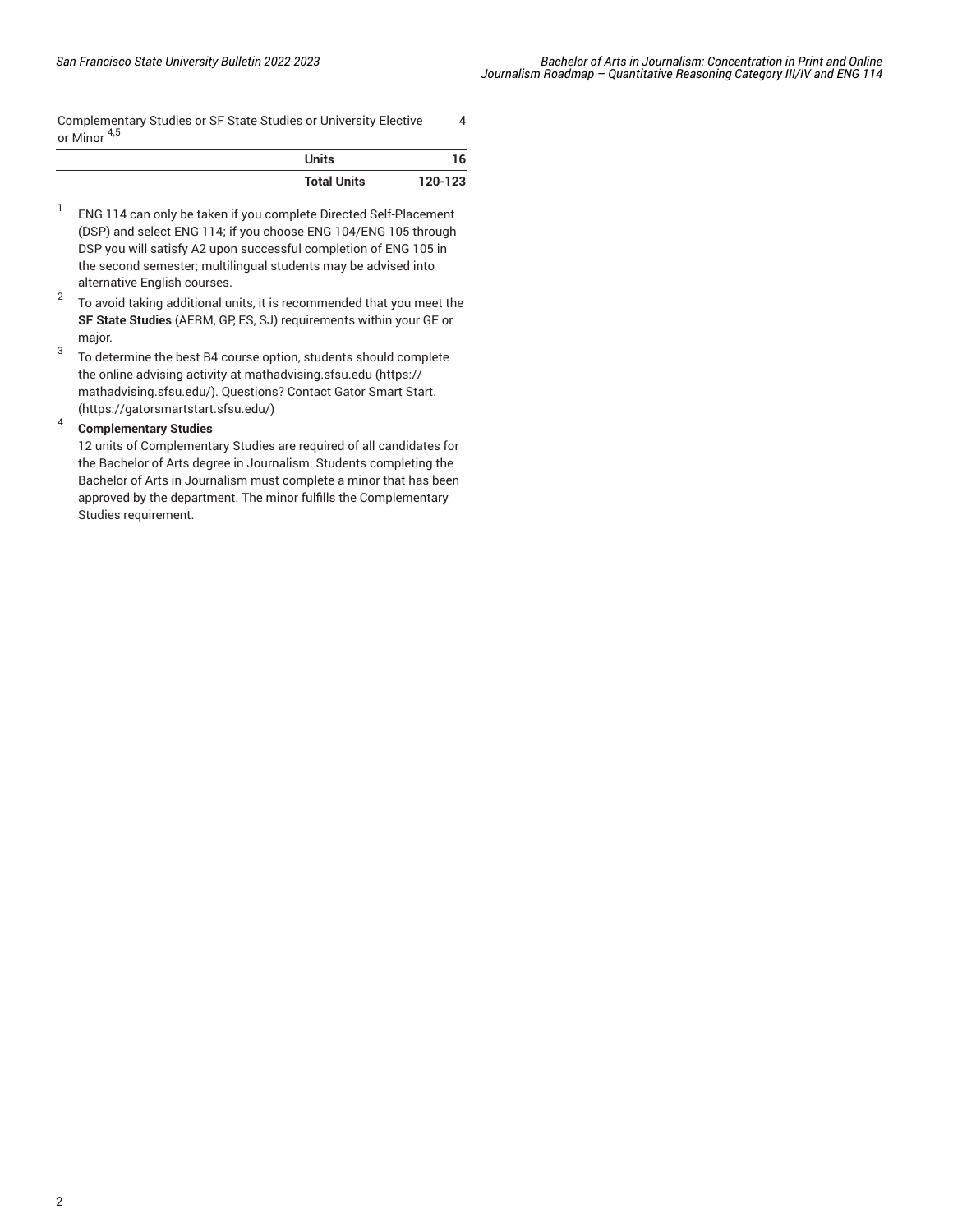| | |
|---|---|
| Complementary Studies or SF State Studies or University Elective or Minor [4,5] | 4 |
| **Units** | **16** |
| **Total Units** | **120-123** |

1. ENG 114 can only be taken if you complete Directed Self-Placement (DSP) and select ENG 114; if you choose ENG 104/ENG 105 through DSP you will satisfy A2 upon successful completion of ENG 105 in the second semester; multilingual students may be advised into alternative English courses.
2. To avoid taking additional units, it is recommended that you meet the **SF State Studies** (AERM, GP, ES, SJ) requirements within your GE or major.
3. To determine the best B4 course option, students should complete the online advising activity at mathadvising.sfsu.edu (https://mathadvising.sfsu.edu/). Questions? Contact Gator Smart Start. (https://gatorsmartstart.sfsu.edu/)
4. **Complementary Studies**
   12 units of Complementary Studies are required of all candidates for the Bachelor of Arts degree in Journalism. Students completing the Bachelor of Arts in Journalism must complete a minor that has been approved by the department. The minor fulfills the Complementary Studies requirement.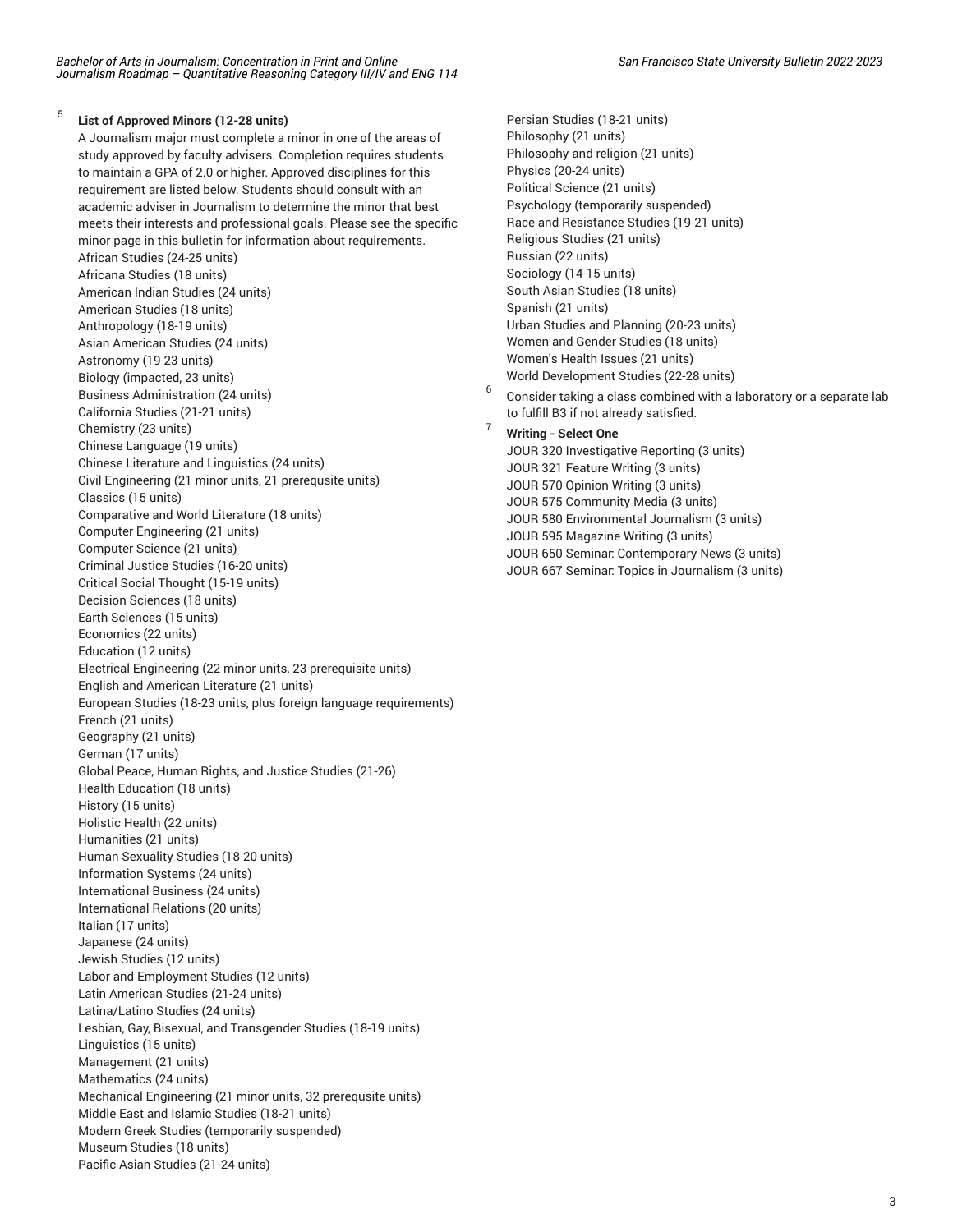[5] **List of Approved Minors (12-28 units)**

A Journalism major must complete a minor in one of the areas of study approved by faculty advisers. Completion requires students to maintain a GPA of 2.0 or higher. Approved disciplines for this requirement are listed below. Students should consult with an academic adviser in Journalism to determine the minor that best meets their interests and professional goals. Please see the specific minor page in this bulletin for information about requirements.

African Studies (24-25 units)
Africana Studies (18 units)
American Indian Studies (24 units)
American Studies (18 units)
Anthropology (18-19 units)
Asian American Studies (24 units)
Astronomy (19-23 units)
Biology (impacted, 23 units)
Business Administration (24 units)
California Studies (21-21 units)
Chemistry (23 units)
Chinese Language (19 units)
Chinese Literature and Linguistics (24 units)
Civil Engineering (21 minor units, 21 prerequsite units)
Classics (15 units)
Comparative and World Literature (18 units)
Computer Engineering (21 units)
Computer Science (21 units)
Criminal Justice Studies (16-20 units)
Critical Social Thought (15-19 units)
Decision Sciences (18 units)
Earth Sciences (15 units)
Economics (22 units)
Education (12 units)
Electrical Engineering (22 minor units, 23 prerequisite units)
English and American Literature (21 units)
European Studies (18-23 units, plus foreign language requirements)
French (21 units)
Geography (21 units)
German (17 units)
Global Peace, Human Rights, and Justice Studies (21-26)
Health Education (18 units)
History (15 units)
Holistic Health (22 units)
Humanities (21 units)
Human Sexuality Studies (18-20 units)
Information Systems (24 units)
International Business (24 units)
International Relations (20 units)
Italian (17 units)
Japanese (24 units)
Jewish Studies (12 units)
Labor and Employment Studies (12 units)
Latin American Studies (21-24 units)
Latina/Latino Studies (24 units)
Lesbian, Gay, Bisexual, and Transgender Studies (18-19 units)
Linguistics (15 units)
Management (21 units)
Mathematics (24 units)
Mechanical Engineering (21 minor units, 32 prerequsite units)
Middle East and Islamic Studies (18-21 units)
Modern Greek Studies (temporarily suspended)
Museum Studies (18 units)
Pacific Asian Studies (21-24 units)
Persian Studies (18-21 units)
Philosophy (21 units)
Philosophy and religion (21 units)
Physics (20-24 units)
Political Science (21 units)
Psychology (temporarily suspended)
Race and Resistance Studies (19-21 units)
Religious Studies (21 units)
Russian (22 units)
Sociology (14-15 units)
South Asian Studies (18 units)
Spanish (21 units)
Urban Studies and Planning (20-23 units)
Women and Gender Studies (18 units)
Women's Health Issues (21 units)
World Development Studies (22-28 units)

[6] Consider taking a class combined with a laboratory or a separate lab to fulfill B3 if not already satisfied.

[7] **Writing - Select One**

JOUR 320 Investigative Reporting (3 units)
JOUR 321 Feature Writing (3 units)
JOUR 570 Opinion Writing (3 units)
JOUR 575 Community Media (3 units)
JOUR 580 Environmental Journalism (3 units)
JOUR 595 Magazine Writing (3 units)
JOUR 650 Seminar: Contemporary News (3 units)
JOUR 667 Seminar: Topics in Journalism (3 units)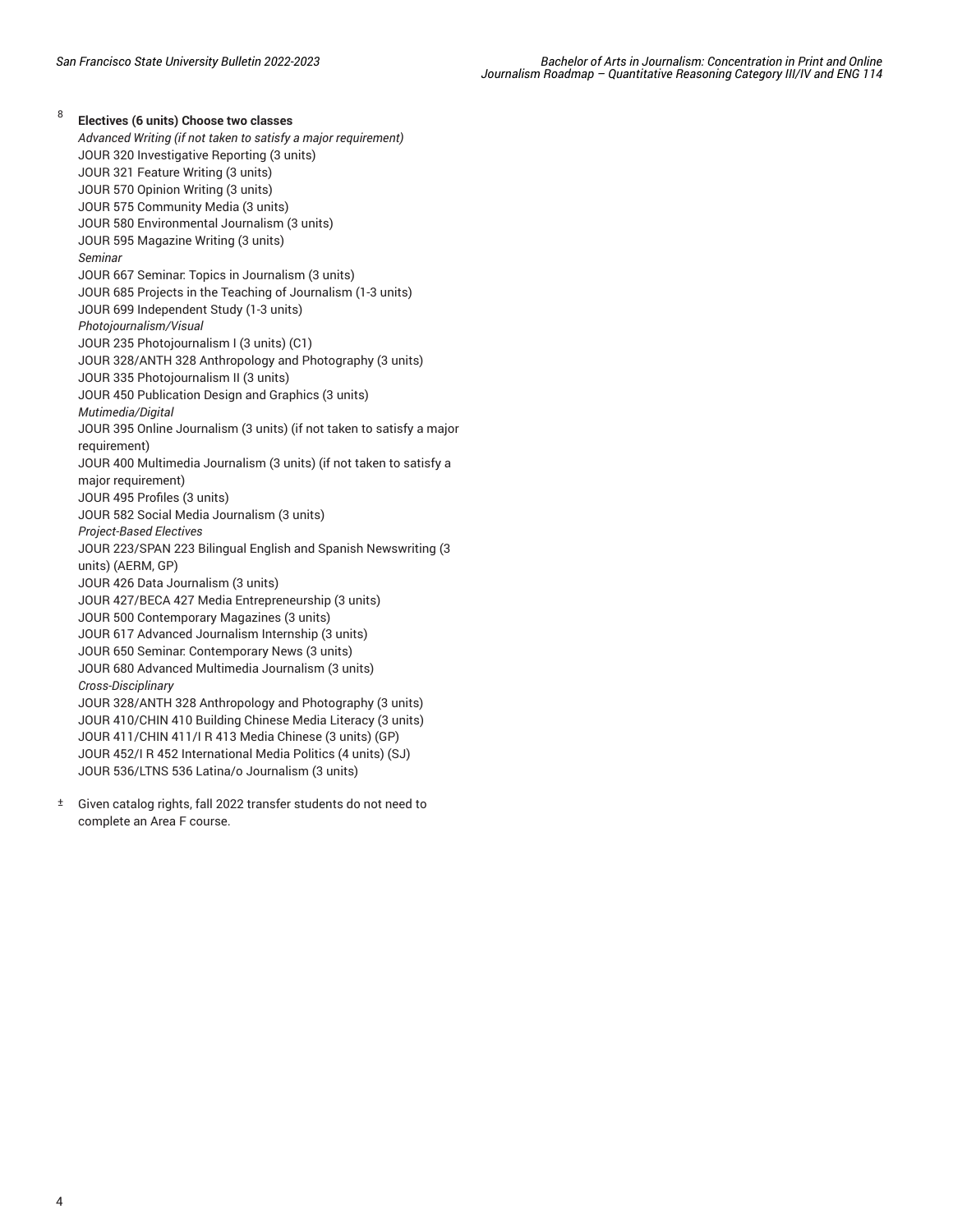[8] **Electives (6 units) Choose two classes**

*Advanced Writing (if not taken to satisfy a major requirement)*
JOUR 320 Investigative Reporting (3 units)
JOUR 321 Feature Writing (3 units)
JOUR 570 Opinion Writing (3 units)
JOUR 575 Community Media (3 units)
JOUR 580 Environmental Journalism (3 units)
JOUR 595 Magazine Writing (3 units)

*Seminar*
JOUR 667 Seminar: Topics in Journalism (3 units)
JOUR 685 Projects in the Teaching of Journalism (1-3 units)
JOUR 699 Independent Study (1-3 units)

*Photojournalism/Visual*
JOUR 235 Photojournalism I (3 units) (C1)
JOUR 328/ANTH 328 Anthropology and Photography (3 units)
JOUR 335 Photojournalism II (3 units)
JOUR 450 Publication Design and Graphics (3 units)

*Mutimedia/Digital*
JOUR 395 Online Journalism (3 units) (if not taken to satisfy a major requirement)
JOUR 400 Multimedia Journalism (3 units) (if not taken to satisfy a major requirement)
JOUR 495 Profiles (3 units)
JOUR 582 Social Media Journalism (3 units)

*Project-Based Electives*
JOUR 223/SPAN 223 Bilingual English and Spanish Newswriting (3 units) (AERM, GP)
JOUR 426 Data Journalism (3 units)
JOUR 427/BECA 427 Media Entrepreneurship (3 units)
JOUR 500 Contemporary Magazines (3 units)
JOUR 617 Advanced Journalism Internship (3 units)
JOUR 650 Seminar: Contemporary News (3 units)
JOUR 680 Advanced Multimedia Journalism (3 units)

*Cross-Disciplinary*
JOUR 328/ANTH 328 Anthropology and Photography (3 units)
JOUR 410/CHIN 410 Building Chinese Media Literacy (3 units)
JOUR 411/CHIN 411/I R 413 Media Chinese (3 units) (GP)
JOUR 452/I R 452 International Media Politics (4 units) (SJ)
JOUR 536/LTNS 536 Latina/o Journalism (3 units)

± Given catalog rights, fall 2022 transfer students do not need to complete an Area F course.